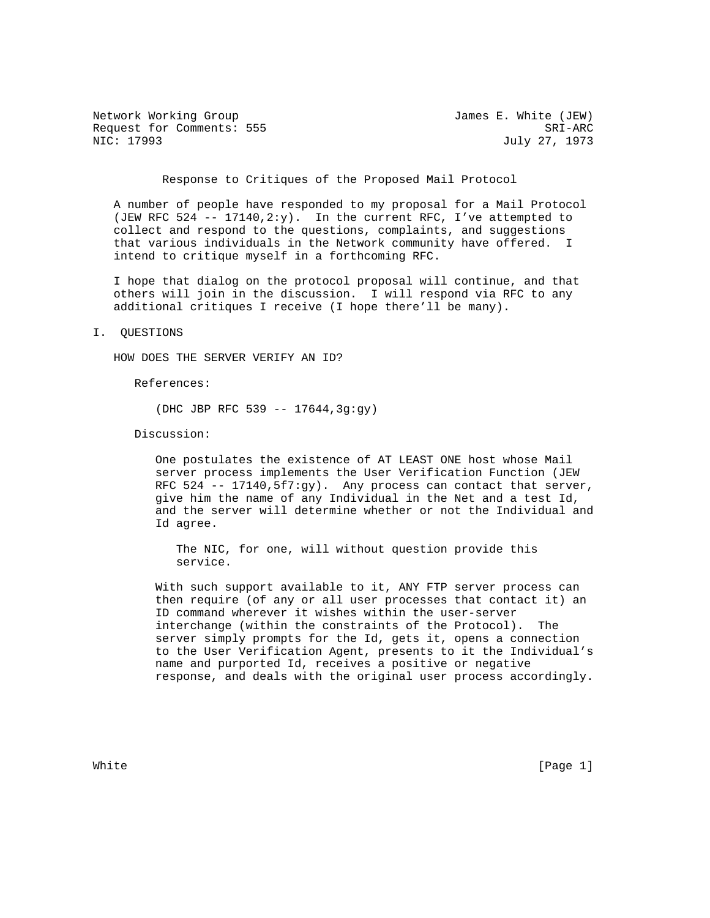Network Working Group James E. White (JEW)
Request for Comments: 555 SRI-ARC
NIC: 17993 July 27, 1973

# Response to Critiques of the Proposed Mail Protocol

A number of people have responded to my proposal for a Mail Protocol (JEW RFC 524 -- 17140,2:y). In the current RFC, I've attempted to collect and respond to the questions, complaints, and suggestions that various individuals in the Network community have offered. I intend to critique myself in a forthcoming RFC.

I hope that dialog on the protocol proposal will continue, and that others will join in the discussion. I will respond via RFC to any additional critiques I receive (I hope there'll be many).

## I. QUESTIONS

### HOW DOES THE SERVER VERIFY AN ID?

References:

(DHC JBP RFC 539 -- 17644,3g:gy)

Discussion:

One postulates the existence of AT LEAST ONE host whose Mail server process implements the User Verification Function (JEW RFC 524 -- 17140,5f7:gy). Any process can contact that server, give him the name of any Individual in the Net and a test Id, and the server will determine whether or not the Individual and Id agree.

The NIC, for one, will without question provide this service.

With such support available to it, ANY FTP server process can then require (of any or all user processes that contact it) an ID command wherever it wishes within the user-server interchange (within the constraints of the Protocol). The server simply prompts for the Id, gets it, opens a connection to the User Verification Agent, presents to it the Individual's name and purported Id, receives a positive or negative response, and deals with the original user process accordingly.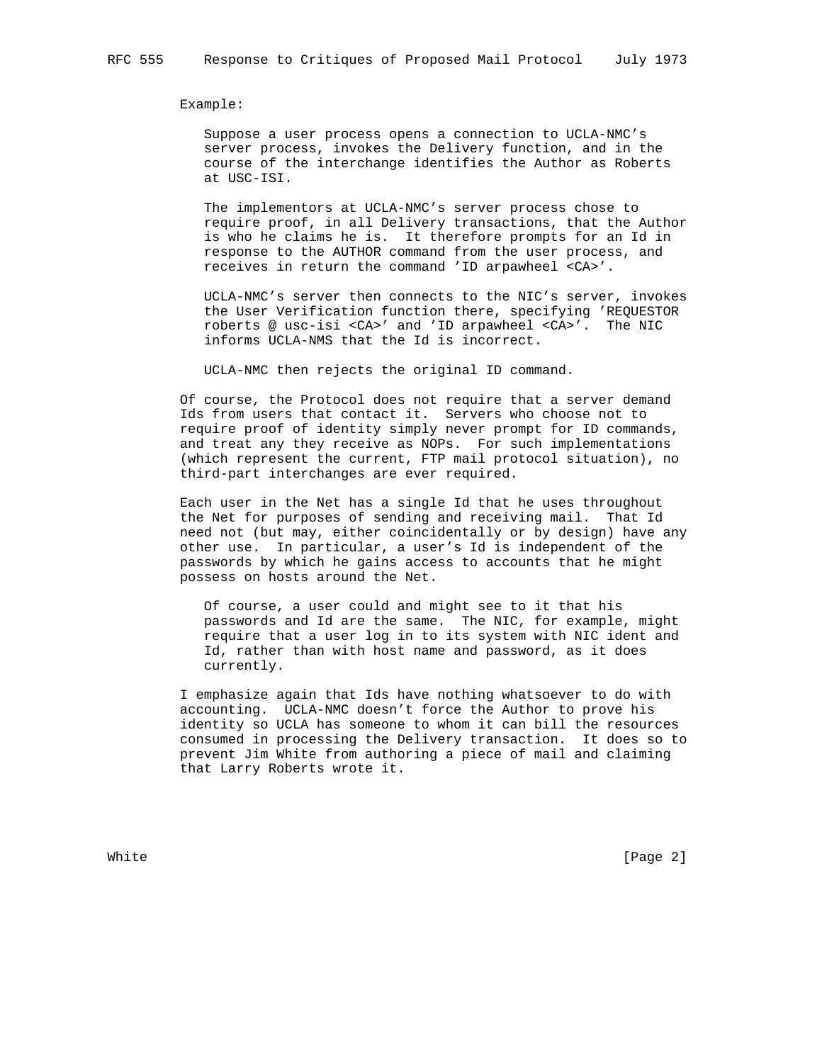Example:

Suppose a user process opens a connection to UCLA-NMC's server process, invokes the Delivery function, and in the course of the interchange identifies the Author as Roberts at USC-ISI.

The implementors at UCLA-NMC's server process chose to require proof, in all Delivery transactions, that the Author is who he claims he is. It therefore prompts for an Id in response to the AUTHOR command from the user process, and receives in return the command 'ID arpawheel <CA>'.

UCLA-NMC's server then connects to the NIC's server, invokes the User Verification function there, specifying 'REQUESTOR roberts @ usc-isi <CA>' and 'ID arpawheel <CA>'. The NIC informs UCLA-NMS that the Id is incorrect.

UCLA-NMC then rejects the original ID command.

Of course, the Protocol does not require that a server demand Ids from users that contact it. Servers who choose not to require proof of identity simply never prompt for ID commands, and treat any they receive as NOPs. For such implementations (which represent the current, FTP mail protocol situation), no third-part interchanges are ever required.

Each user in the Net has a single Id that he uses throughout the Net for purposes of sending and receiving mail. That Id need not (but may, either coincidentally or by design) have any other use. In particular, a user's Id is independent of the passwords by which he gains access to accounts that he might possess on hosts around the Net.

Of course, a user could and might see to it that his passwords and Id are the same. The NIC, for example, might require that a user log in to its system with NIC ident and Id, rather than with host name and password, as it does currently.

I emphasize again that Ids have nothing whatsoever to do with accounting. UCLA-NMC doesn't force the Author to prove his identity so UCLA has someone to whom it can bill the resources consumed in processing the Delivery transaction. It does so to prevent Jim White from authoring a piece of mail and claiming that Larry Roberts wrote it.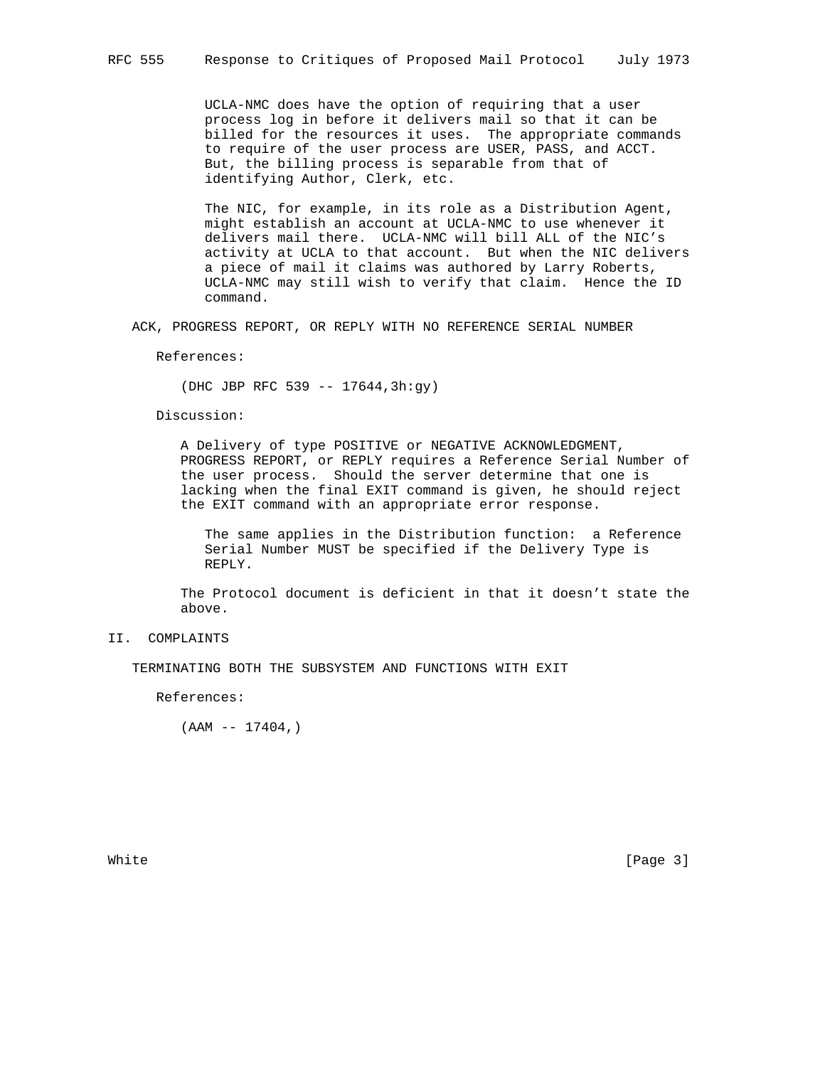UCLA-NMC does have the option of requiring that a user process log in before it delivers mail so that it can be billed for the resources it uses. The appropriate commands to require of the user process are USER, PASS, and ACCT. But, the billing process is separable from that of identifying Author, Clerk, etc.

The NIC, for example, in its role as a Distribution Agent, might establish an account at UCLA-NMC to use whenever it delivers mail there. UCLA-NMC will bill ALL of the NIC's activity at UCLA to that account. But when the NIC delivers a piece of mail it claims was authored by Larry Roberts, UCLA-NMC may still wish to verify that claim. Hence the ID command.

### ACK, PROGRESS REPORT, OR REPLY WITH NO REFERENCE SERIAL NUMBER

References:

(DHC JBP RFC 539 -- 17644,3h:gy)

Discussion:

A Delivery of type POSITIVE or NEGATIVE ACKNOWLEDGMENT, PROGRESS REPORT, or REPLY requires a Reference Serial Number of the user process. Should the server determine that one is lacking when the final EXIT command is given, he should reject the EXIT command with an appropriate error response.

The same applies in the Distribution function: a Reference Serial Number MUST be specified if the Delivery Type is REPLY.

The Protocol document is deficient in that it doesn't state the above.

## II. COMPLAINTS

### TERMINATING BOTH THE SUBSYSTEM AND FUNCTIONS WITH EXIT

References:

(AAM -- 17404,)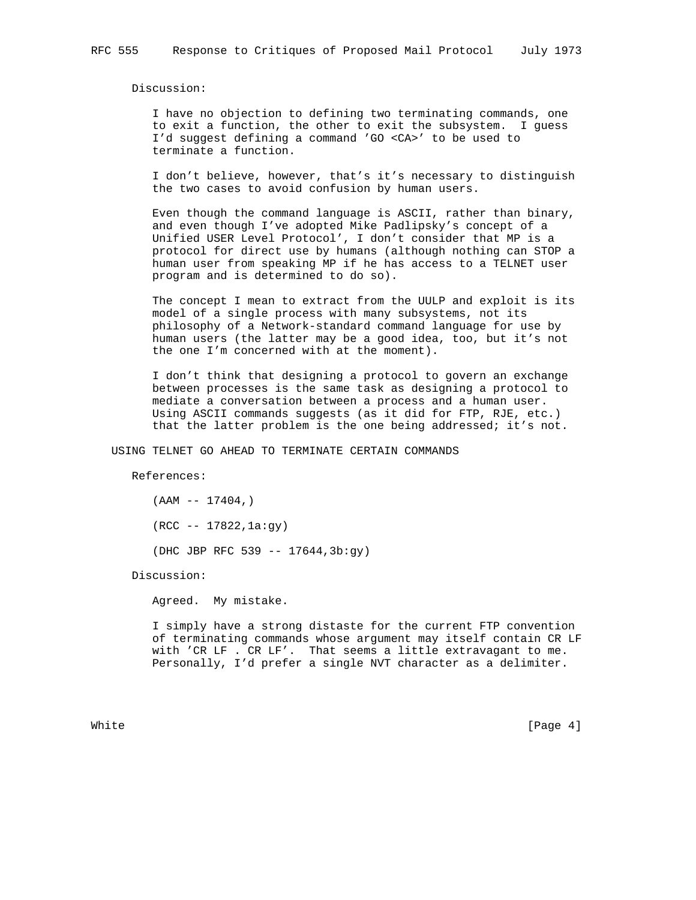Discussion:

I have no objection to defining two terminating commands, one to exit a function, the other to exit the subsystem. I guess I'd suggest defining a command 'GO <CA>' to be used to terminate a function.

I don't believe, however, that's it's necessary to distinguish the two cases to avoid confusion by human users.

Even though the command language is ASCII, rather than binary, and even though I've adopted Mike Padlipsky's concept of a Unified USER Level Protocol', I don't consider that MP is a protocol for direct use by humans (although nothing can STOP a human user from speaking MP if he has access to a TELNET user program and is determined to do so).

The concept I mean to extract from the UULP and exploit is its model of a single process with many subsystems, not its philosophy of a Network-standard command language for use by human users (the latter may be a good idea, too, but it's not the one I'm concerned with at the moment).

I don't think that designing a protocol to govern an exchange between processes is the same task as designing a protocol to mediate a conversation between a process and a human user. Using ASCII commands suggests (as it did for FTP, RJE, etc.) that the latter problem is the one being addressed; it's not.

## USING TELNET GO AHEAD TO TERMINATE CERTAIN COMMANDS

References:

(AAM -- 17404,)

(RCC -- 17822,1a:gy)

(DHC JBP RFC 539 -- 17644,3b:gy)

Discussion:

Agreed. My mistake.

I simply have a strong distaste for the current FTP convention of terminating commands whose argument may itself contain CR LF with 'CR LF . CR LF'. That seems a little extravagant to me. Personally, I'd prefer a single NVT character as a delimiter.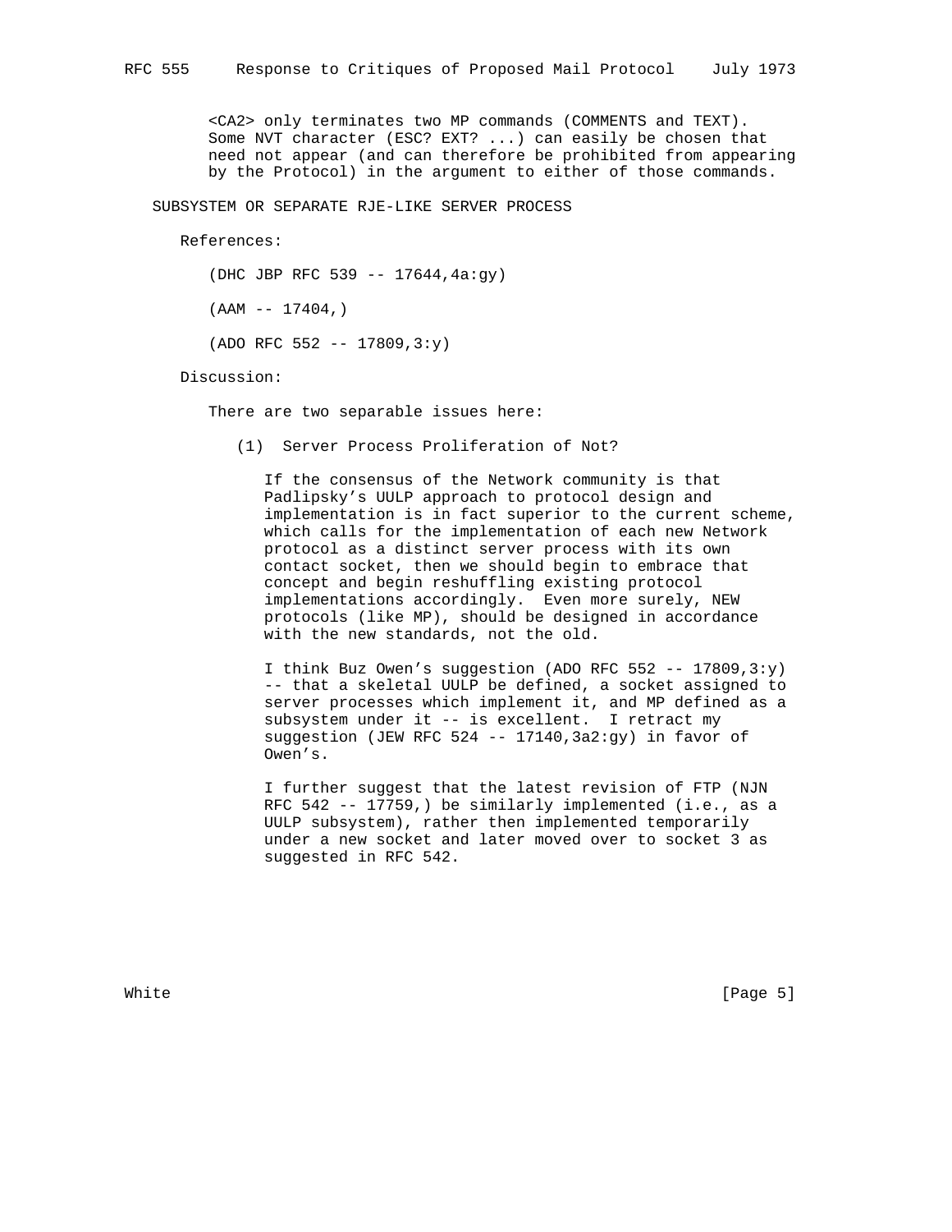<CA2> only terminates two MP commands (COMMENTS and TEXT). Some NVT character (ESC? EXT? ...) can easily be chosen that need not appear (and can therefore be prohibited from appearing by the Protocol) in the argument to either of those commands.

## SUBSYSTEM OR SEPARATE RJE-LIKE SERVER PROCESS

References:

(DHC JBP RFC 539 -- 17644,4a:gy)

(AAM -- 17404,)

(ADO RFC 552 -- 17809,3:y)

Discussion:

There are two separable issues here:

(1) Server Process Proliferation of Not?

If the consensus of the Network community is that Padlipsky’s UULP approach to protocol design and implementation is in fact superior to the current scheme, which calls for the implementation of each new Network protocol as a distinct server process with its own contact socket, then we should begin to embrace that concept and begin reshuffling existing protocol implementations accordingly. Even more surely, NEW protocols (like MP), should be designed in accordance with the new standards, not the old.

I think Buz Owen’s suggestion (ADO RFC 552 -- 17809,3:y) -- that a skeletal UULP be defined, a socket assigned to server processes which implement it, and MP defined as a subsystem under it -- is excellent. I retract my suggestion (JEW RFC 524 -- 17140,3a2:gy) in favor of Owen’s.

I further suggest that the latest revision of FTP (NJN RFC 542 -- 17759,) be similarly implemented (i.e., as a UULP subsystem), rather then implemented temporarily under a new socket and later moved over to socket 3 as suggested in RFC 542.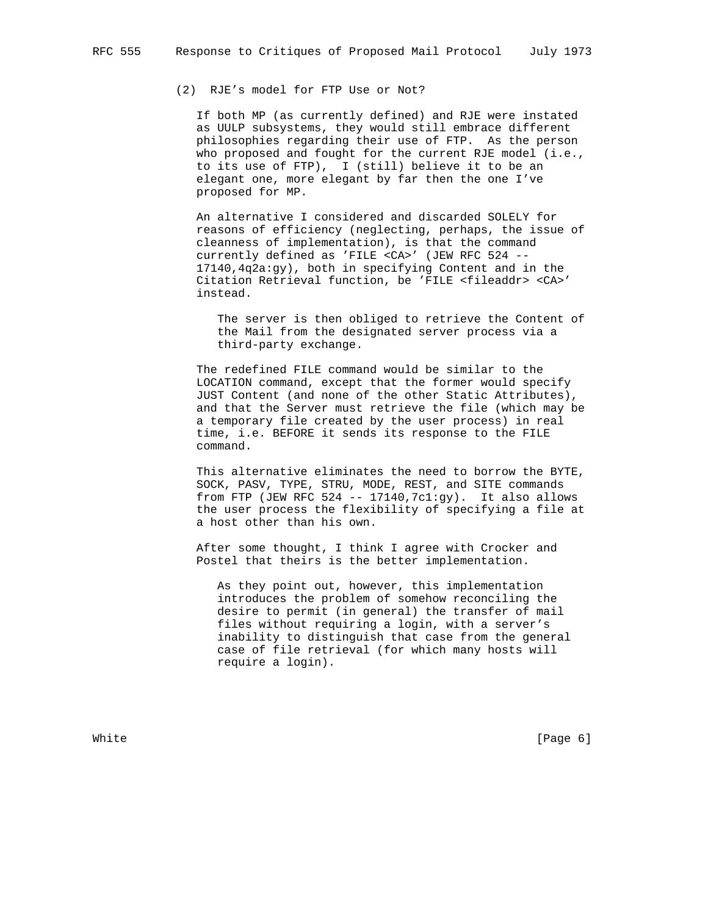(2) RJE's model for FTP Use or Not?

If both MP (as currently defined) and RJE were instated as UULP subsystems, they would still embrace different philosophies regarding their use of FTP. As the person who proposed and fought for the current RJE model (i.e., to its use of FTP), I (still) believe it to be an elegant one, more elegant by far then the one I've proposed for MP.

An alternative I considered and discarded SOLELY for reasons of efficiency (neglecting, perhaps, the issue of cleanness of implementation), is that the command currently defined as 'FILE <CA>' (JEW RFC 524 -- 17140,4q2a:gy), both in specifying Content and in the Citation Retrieval function, be 'FILE <fileaddr> <CA>' instead.

> The server is then obliged to retrieve the Content of the Mail from the designated server process via a third-party exchange.

The redefined FILE command would be similar to the LOCATION command, except that the former would specify JUST Content (and none of the other Static Attributes), and that the Server must retrieve the file (which may be a temporary file created by the user process) in real time, i.e. BEFORE it sends its response to the FILE command.

This alternative eliminates the need to borrow the BYTE, SOCK, PASV, TYPE, STRU, MODE, REST, and SITE commands from FTP (JEW RFC 524 -- 17140,7c1:gy). It also allows the user process the flexibility of specifying a file at a host other than his own.

After some thought, I think I agree with Crocker and Postel that theirs is the better implementation.

> As they point out, however, this implementation introduces the problem of somehow reconciling the desire to permit (in general) the transfer of mail files without requiring a login, with a server's inability to distinguish that case from the general case of file retrieval (for which many hosts will require a login).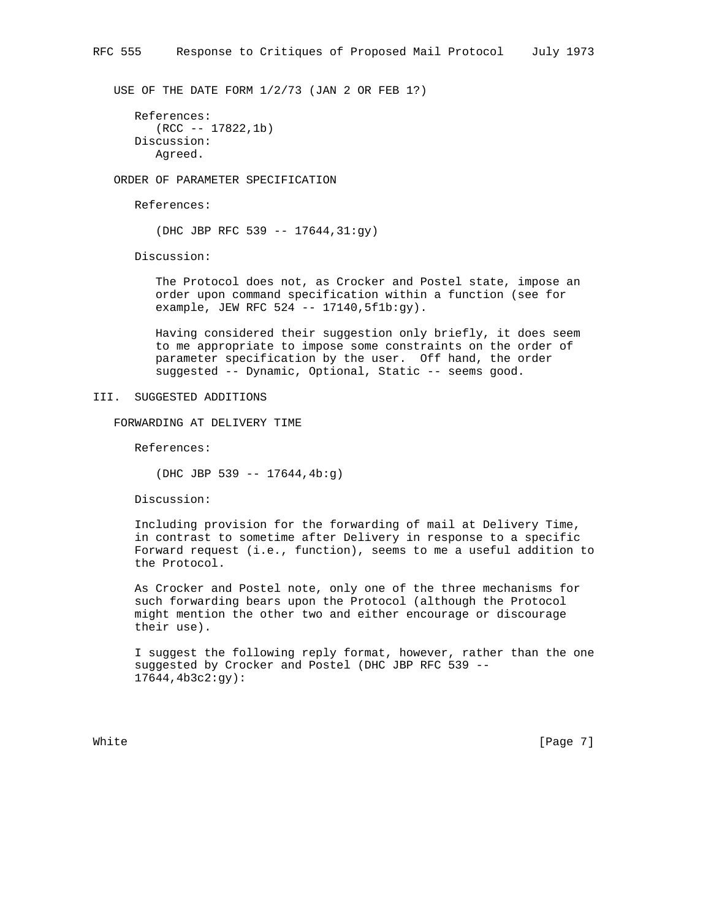USE OF THE DATE FORM 1/2/73 (JAN 2 OR FEB 1?)

References:
(RCC -- 17822,1b)

Discussion:
Agreed.

ORDER OF PARAMETER SPECIFICATION

References:

(DHC JBP RFC 539 -- 17644,31:gy)

Discussion:

The Protocol does not, as Crocker and Postel state, impose an order upon command specification within a function (see for example, JEW RFC 524 -- 17140,5f1b:gy).

Having considered their suggestion only briefly, it does seem to me appropriate to impose some constraints on the order of parameter specification by the user. Off hand, the order suggested -- Dynamic, Optional, Static -- seems good.

## III. SUGGESTED ADDITIONS

FORWARDING AT DELIVERY TIME

References:

(DHC JBP 539 -- 17644,4b:g)

Discussion:

Including provision for the forwarding of mail at Delivery Time, in contrast to sometime after Delivery in response to a specific Forward request (i.e., function), seems to me a useful addition to the Protocol.

As Crocker and Postel note, only one of the three mechanisms for such forwarding bears upon the Protocol (although the Protocol might mention the other two and either encourage or discourage their use).

I suggest the following reply format, however, rather than the one suggested by Crocker and Postel (DHC JBP RFC 539 -- 17644,4b3c2:gy):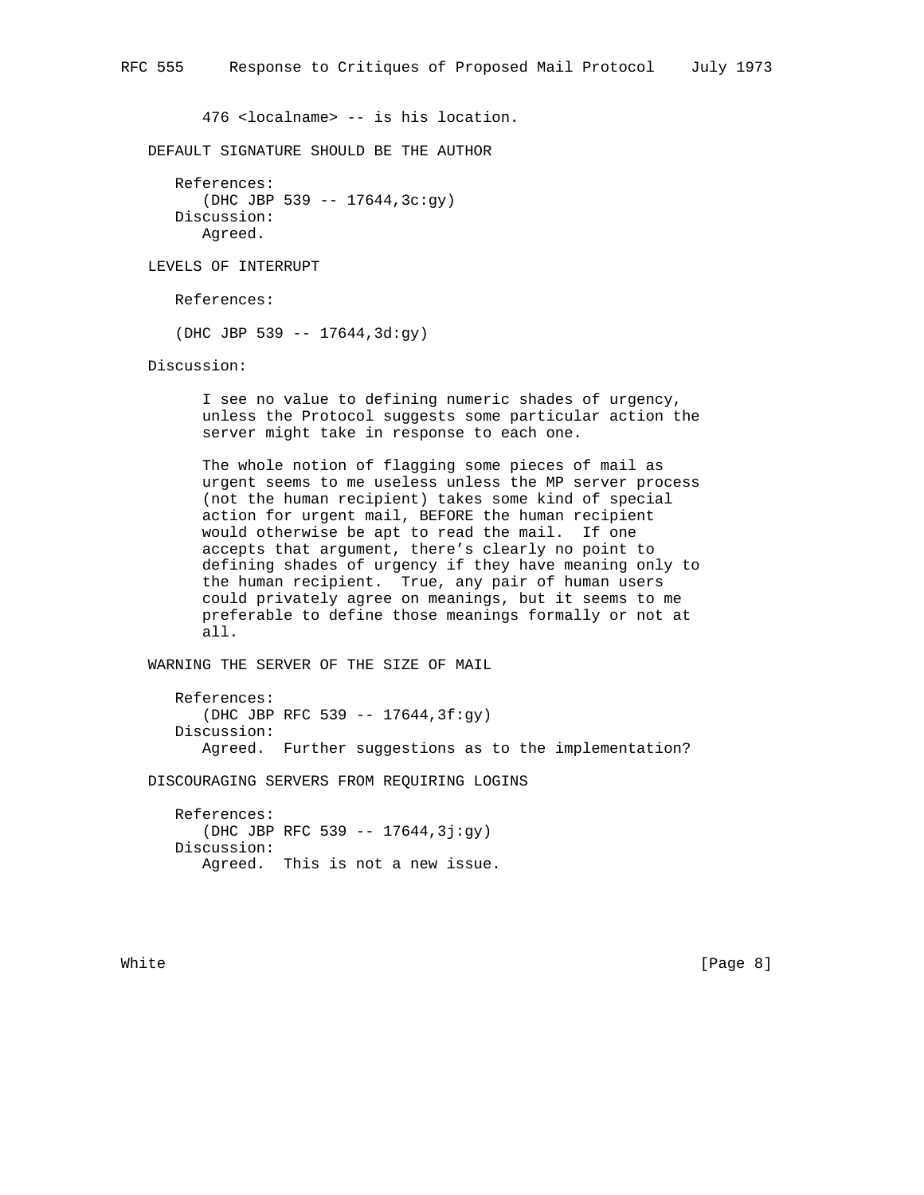476 <localname> -- is his location.

## DEFAULT SIGNATURE SHOULD BE THE AUTHOR

References:
(DHC JBP 539 -- 17644,3c:gy)

Discussion:
Agreed.

## LEVELS OF INTERRUPT

References:

(DHC JBP 539 -- 17644,3d:gy)

Discussion:

I see no value to defining numeric shades of urgency, unless the Protocol suggests some particular action the server might take in response to each one.

The whole notion of flagging some pieces of mail as urgent seems to me useless unless the MP server process (not the human recipient) takes some kind of special action for urgent mail, BEFORE the human recipient would otherwise be apt to read the mail. If one accepts that argument, there's clearly no point to defining shades of urgency if they have meaning only to the human recipient. True, any pair of human users could privately agree on meanings, but it seems to me preferable to define those meanings formally or not at all.

## WARNING THE SERVER OF THE SIZE OF MAIL

References:
(DHC JBP RFC 539 -- 17644,3f:gy)

Discussion:
Agreed. Further suggestions as to the implementation?

## DISCOURAGING SERVERS FROM REQUIRING LOGINS

References:
(DHC JBP RFC 539 -- 17644,3j:gy)

Discussion:
Agreed. This is not a new issue.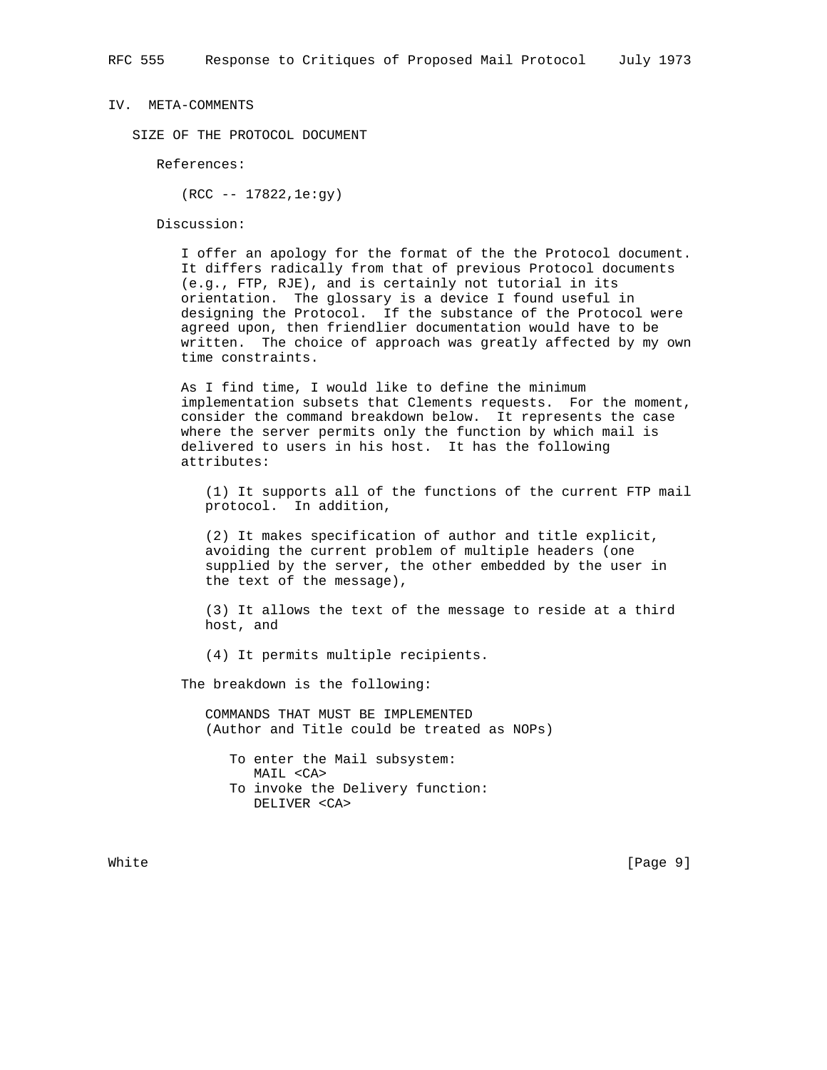## IV. META-COMMENTS

### SIZE OF THE PROTOCOL DOCUMENT

References:

(RCC -- 17822,1e:gy)

Discussion:

I offer an apology for the format of the the Protocol document. It differs radically from that of previous Protocol documents (e.g., FTP, RJE), and is certainly not tutorial in its orientation. The glossary is a device I found useful in designing the Protocol. If the substance of the Protocol were agreed upon, then friendlier documentation would have to be written. The choice of approach was greatly affected by my own time constraints.

As I find time, I would like to define the minimum implementation subsets that Clements requests. For the moment, consider the command breakdown below. It represents the case where the server permits only the function by which mail is delivered to users in his host. It has the following attributes:

(1) It supports all of the functions of the current FTP mail protocol. In addition,

(2) It makes specification of author and title explicit, avoiding the current problem of multiple headers (one supplied by the server, the other embedded by the user in the text of the message),

(3) It allows the text of the message to reside at a third host, and

(4) It permits multiple recipients.

The breakdown is the following:

COMMANDS THAT MUST BE IMPLEMENTED
(Author and Title could be treated as NOPs)

```
To enter the Mail subsystem:
   MAIL <CA>
To invoke the Delivery function:
   DELIVER <CA>
```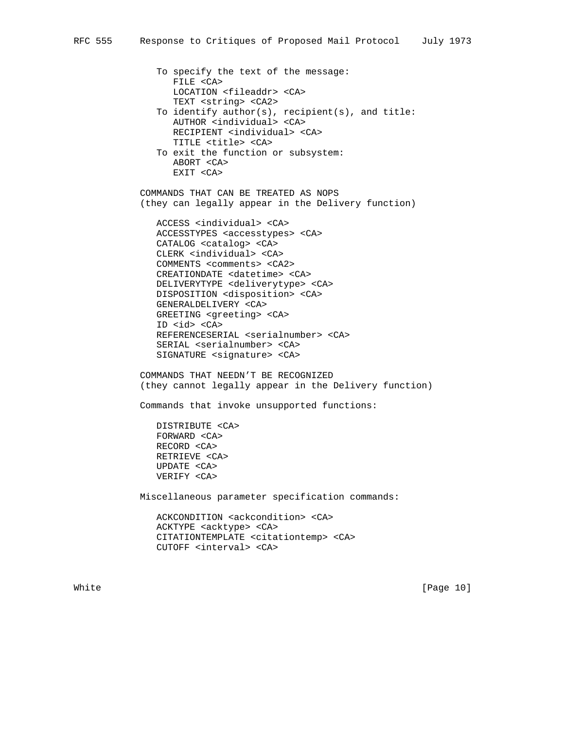```
   To specify the text of the message:
      FILE <CA>
      LOCATION <fileaddr> <CA>
      TEXT <string> <CA2>
   To identify author(s), recipient(s), and title:
      AUTHOR <individual> <CA>
      RECIPIENT <individual> <CA>
      TITLE <title> <CA>
   To exit the function or subsystem:
      ABORT <CA>
      EXIT <CA>

COMMANDS THAT CAN BE TREATED AS NOPS
(they can legally appear in the Delivery function)

   ACCESS <individual> <CA>
   ACCESSTYPES <accesstypes> <CA>
   CATALOG <catalog> <CA>
   CLERK <individual> <CA>
   COMMENTS <comments> <CA2>
   CREATIONDATE <datetime> <CA>
   DELIVERYTYPE <deliverytype> <CA>
   DISPOSITION <disposition> <CA>
   GENERALDELIVERY <CA>
   GREETING <greeting> <CA>
   ID <id> <CA>
   REFERENCESERIAL <serialnumber> <CA>
   SERIAL <serialnumber> <CA>
   SIGNATURE <signature> <CA>

COMMANDS THAT NEEDN'T BE RECOGNIZED
(they cannot legally appear in the Delivery function)

Commands that invoke unsupported functions:

   DISTRIBUTE <CA>
   FORWARD <CA>
   RECORD <CA>
   RETRIEVE <CA>
   UPDATE <CA>
   VERIFY <CA>

Miscellaneous parameter specification commands:

   ACKCONDITION <ackcondition> <CA>
   ACKTYPE <acktype> <CA>
   CITATIONTEMPLATE <citationtemp> <CA>
   CUTOFF <interval> <CA>
```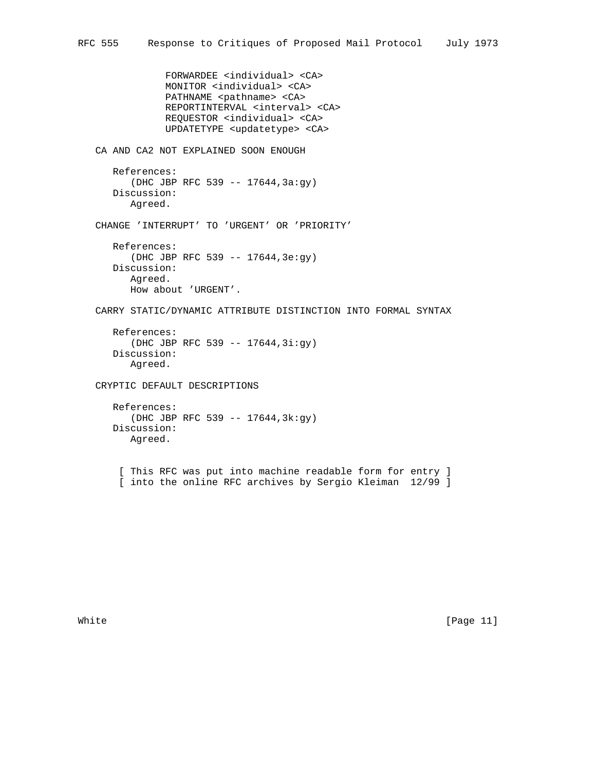```
FORWARDEE <individual> <CA>
MONITOR <individual> <CA>
PATHNAME <pathname> <CA>
REPORTINTERVAL <interval> <CA>
REQUESTOR <individual> <CA>
UPDATETYPE <updatetype> <CA>
```

CA AND CA2 NOT EXPLAINED SOON ENOUGH

References:
(DHC JBP RFC 539 -- 17644,3a:gy)
Discussion:
Agreed.

CHANGE 'INTERRUPT' TO 'URGENT' OR 'PRIORITY'

References:
(DHC JBP RFC 539 -- 17644,3e:gy)
Discussion:
Agreed.
How about 'URGENT'.

CARRY STATIC/DYNAMIC ATTRIBUTE DISTINCTION INTO FORMAL SYNTAX

References:
(DHC JBP RFC 539 -- 17644,3i:gy)
Discussion:
Agreed.

CRYPTIC DEFAULT DESCRIPTIONS

References:
(DHC JBP RFC 539 -- 17644,3k:gy)
Discussion:
Agreed.

[ This RFC was put into machine readable form for entry ]
[ into the online RFC archives by Sergio Kleiman 12/99 ]